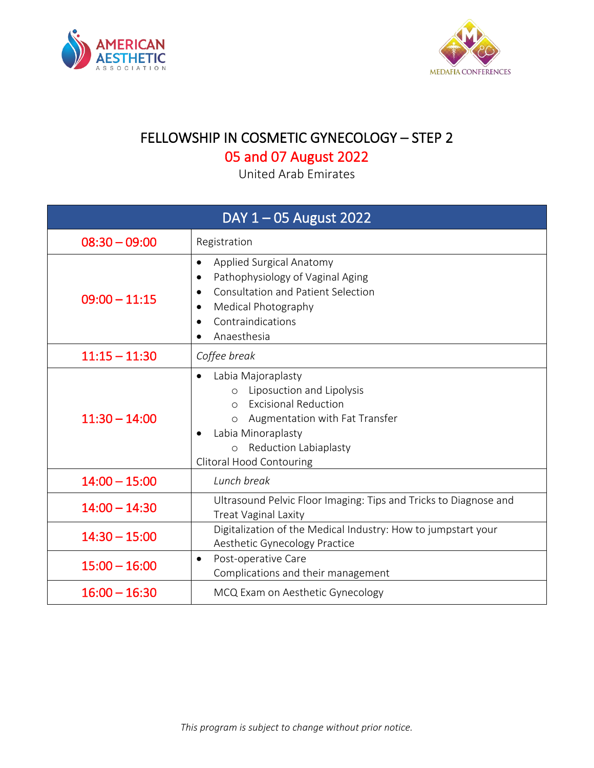# FELLOWSHIP IN COSMETIC GYNECOLOGY – STEP 2

## 05 and 07 August 2022

United Arab Emirates

| DAY 1 – 05 August 2022 | |
|---|---|
| 08:30 – 09:00 | Registration |
| 09:00 – 11:15 | • Applied Surgical Anatomy<br>• Pathophysiology of Vaginal Aging<br>• Consultation and Patient Selection<br>• Medical Photography<br>• Contraindications<br>• Anaesthesia |
| 11:15 – 11:30 | *Coffee break* |
| 11:30 – 14:00 | • Labia Majoraplasty<br>&nbsp;&nbsp;&nbsp;&nbsp;○ Liposuction and Lipolysis<br>&nbsp;&nbsp;&nbsp;&nbsp;○ Excisional Reduction<br>&nbsp;&nbsp;&nbsp;&nbsp;○ Augmentation with Fat Transfer<br>• Labia Minoraplasty<br>&nbsp;&nbsp;&nbsp;&nbsp;○ Reduction Labiaplasty<br>Clitoral Hood Contouring |
| 14:00 – 15:00 | *Lunch break* |
| 14:00 – 14:30 | Ultrasound Pelvic Floor Imaging: Tips and Tricks to Diagnose and Treat Vaginal Laxity |
| 14:30 – 15:00 | Digitalization of the Medical Industry: How to jumpstart your Aesthetic Gynecology Practice |
| 15:00 – 16:00 | • Post-operative Care<br>Complications and their management |
| 16:00 – 16:30 | MCQ Exam on Aesthetic Gynecology |

*This program is subject to change without prior notice.*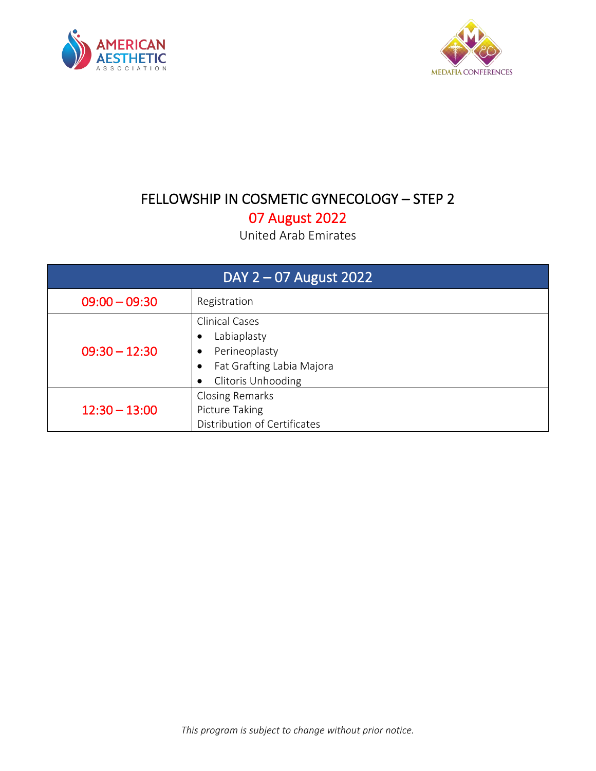# FELLOWSHIP IN COSMETIC GYNECOLOGY – STEP 2

## 07 August 2022

United Arab Emirates

| DAY 2 – 07 August 2022 | |
|---|---|
| 09:00 – 09:30 | Registration |
| 09:30 – 12:30 | Clinical Cases<br>• Labiaplasty<br>• Perineoplasty<br>• Fat Grafting Labia Majora<br>• Clitoris Unhooding |
| 12:30 – 13:00 | Closing Remarks<br>Picture Taking<br>Distribution of Certificates |

*This program is subject to change without prior notice.*